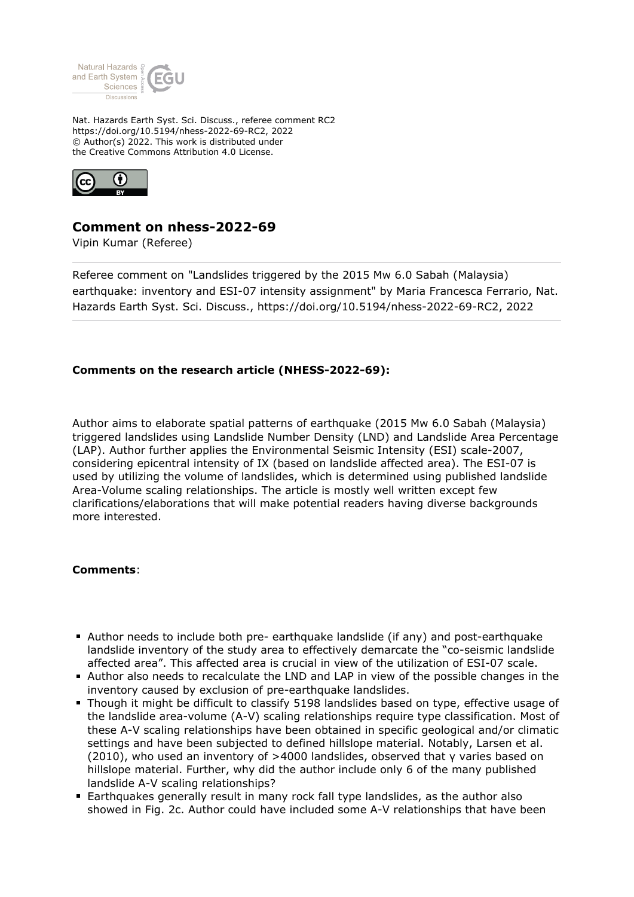Nat. Hazards Earth Syst. Sci. Discuss., referee comment RC2
https://doi.org/10.5194/nhess-2022-69-RC2, 2022
© Author(s) 2022. This work is distributed under
the Creative Commons Attribution 4.0 License.

## Comment on nhess-2022-69

Vipin Kumar (Referee)

Referee comment on "Landslides triggered by the 2015 Mw 6.0 Sabah (Malaysia) earthquake: inventory and ESI-07 intensity assignment" by Maria Francesca Ferrario, Nat. Hazards Earth Syst. Sci. Discuss., https://doi.org/10.5194/nhess-2022-69-RC2, 2022

**Comments on the research article (NHESS-2022-69):**

Author aims to elaborate spatial patterns of earthquake (2015 Mw 6.0 Sabah (Malaysia) triggered landslides using Landslide Number Density (LND) and Landslide Area Percentage (LAP). Author further applies the Environmental Seismic Intensity (ESI) scale-2007, considering epicentral intensity of IX (based on landslide affected area). The ESI-07 is used by utilizing the volume of landslides, which is determined using published landslide Area-Volume scaling relationships. The article is mostly well written except few clarifications/elaborations that will make potential readers having diverse backgrounds more interested.

**Comments**:

- Author needs to include both pre- earthquake landslide (if any) and post-earthquake landslide inventory of the study area to effectively demarcate the "co-seismic landslide affected area". This affected area is crucial in view of the utilization of ESI-07 scale.
- Author also needs to recalculate the LND and LAP in view of the possible changes in the inventory caused by exclusion of pre-earthquake landslides.
- Though it might be difficult to classify 5198 landslides based on type, effective usage of the landslide area-volume (A-V) scaling relationships require type classification. Most of these A-V scaling relationships have been obtained in specific geological and/or climatic settings and have been subjected to defined hillslope material. Notably, Larsen et al. (2010), who used an inventory of >4000 landslides, observed that $\gamma$ varies based on hillslope material. Further, why did the author include only 6 of the many published landslide A-V scaling relationships?
- Earthquakes generally result in many rock fall type landslides, as the author also showed in Fig. 2c. Author could have included some A-V relationships that have been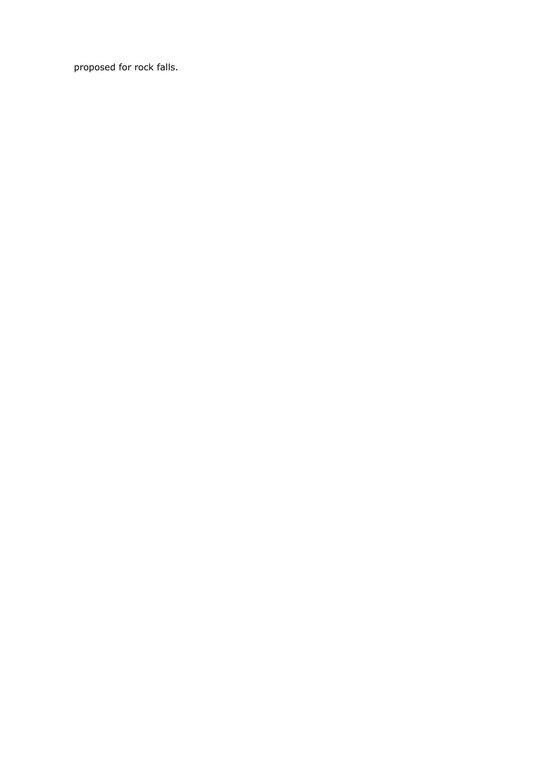proposed for rock falls.